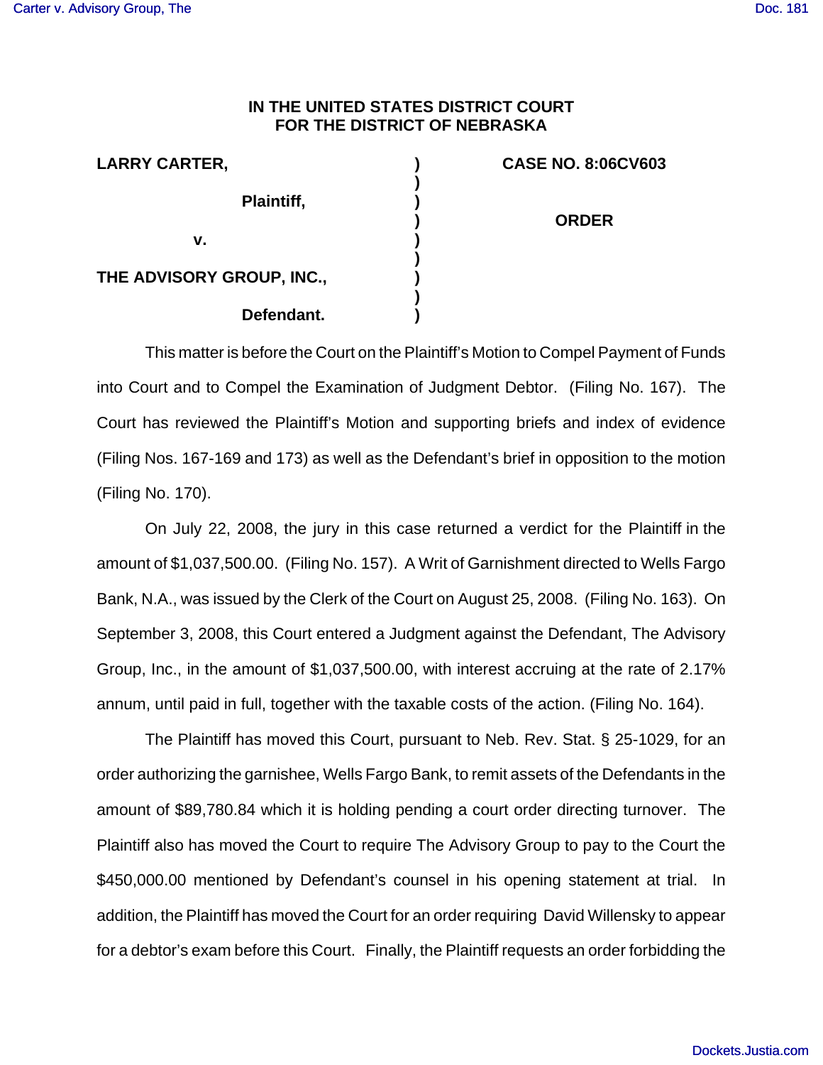**IN THE UNITED STATES DISTRICT COURT**
**FOR THE DISTRICT OF NEBRASKA**

| | | |
|---|---|---|
| **LARRY CARTER,** | ) | **CASE NO. 8:06CV603** |
| | ) | |
| **Plaintiff,** | ) | |
| | ) | **ORDER** |
| **v.** | ) | |
| | ) | |
| **THE ADVISORY GROUP, INC.,** | ) | |
| | ) | |
| **Defendant.** | ) | |

This matter is before the Court on the Plaintiff's Motion to Compel Payment of Funds into Court and to Compel the Examination of Judgment Debtor. (Filing No. 167). The Court has reviewed the Plaintiff's Motion and supporting briefs and index of evidence (Filing Nos. 167-169 and 173) as well as the Defendant's brief in opposition to the motion (Filing No. 170).

On July 22, 2008, the jury in this case returned a verdict for the Plaintiff in the amount of $1,037,500.00. (Filing No. 157). A Writ of Garnishment directed to Wells Fargo Bank, N.A., was issued by the Clerk of the Court on August 25, 2008. (Filing No. 163). On September 3, 2008, this Court entered a Judgment against the Defendant, The Advisory Group, Inc., in the amount of $1,037,500.00, with interest accruing at the rate of 2.17% annum, until paid in full, together with the taxable costs of the action. (Filing No. 164).

The Plaintiff has moved this Court, pursuant to Neb. Rev. Stat. § 25-1029, for an order authorizing the garnishee, Wells Fargo Bank, to remit assets of the Defendants in the amount of $89,780.84 which it is holding pending a court order directing turnover. The Plaintiff also has moved the Court to require The Advisory Group to pay to the Court the $450,000.00 mentioned by Defendant's counsel in his opening statement at trial. In addition, the Plaintiff has moved the Court for an order requiring David Willensky to appear for a debtor's exam before this Court. Finally, the Plaintiff requests an order forbidding the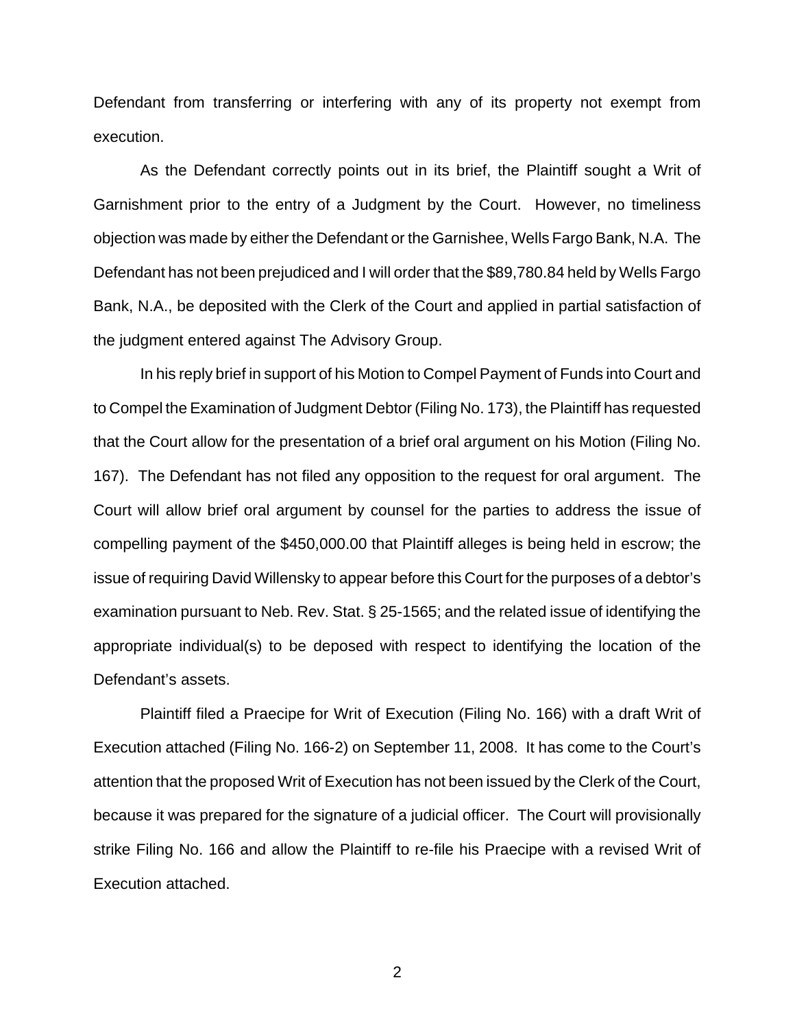Defendant from transferring or interfering with any of its property not exempt from execution.

As the Defendant correctly points out in its brief, the Plaintiff sought a Writ of Garnishment prior to the entry of a Judgment by the Court. However, no timeliness objection was made by either the Defendant or the Garnishee, Wells Fargo Bank, N.A. The Defendant has not been prejudiced and I will order that the $89,780.84 held by Wells Fargo Bank, N.A., be deposited with the Clerk of the Court and applied in partial satisfaction of the judgment entered against The Advisory Group.

In his reply brief in support of his Motion to Compel Payment of Funds into Court and to Compel the Examination of Judgment Debtor (Filing No. 173), the Plaintiff has requested that the Court allow for the presentation of a brief oral argument on his Motion (Filing No. 167). The Defendant has not filed any opposition to the request for oral argument. The Court will allow brief oral argument by counsel for the parties to address the issue of compelling payment of the $450,000.00 that Plaintiff alleges is being held in escrow; the issue of requiring David Willensky to appear before this Court for the purposes of a debtor's examination pursuant to Neb. Rev. Stat. § 25-1565; and the related issue of identifying the appropriate individual(s) to be deposed with respect to identifying the location of the Defendant's assets.

Plaintiff filed a Praecipe for Writ of Execution (Filing No. 166) with a draft Writ of Execution attached (Filing No. 166-2) on September 11, 2008. It has come to the Court's attention that the proposed Writ of Execution has not been issued by the Clerk of the Court, because it was prepared for the signature of a judicial officer. The Court will provisionally strike Filing No. 166 and allow the Plaintiff to re-file his Praecipe with a revised Writ of Execution attached.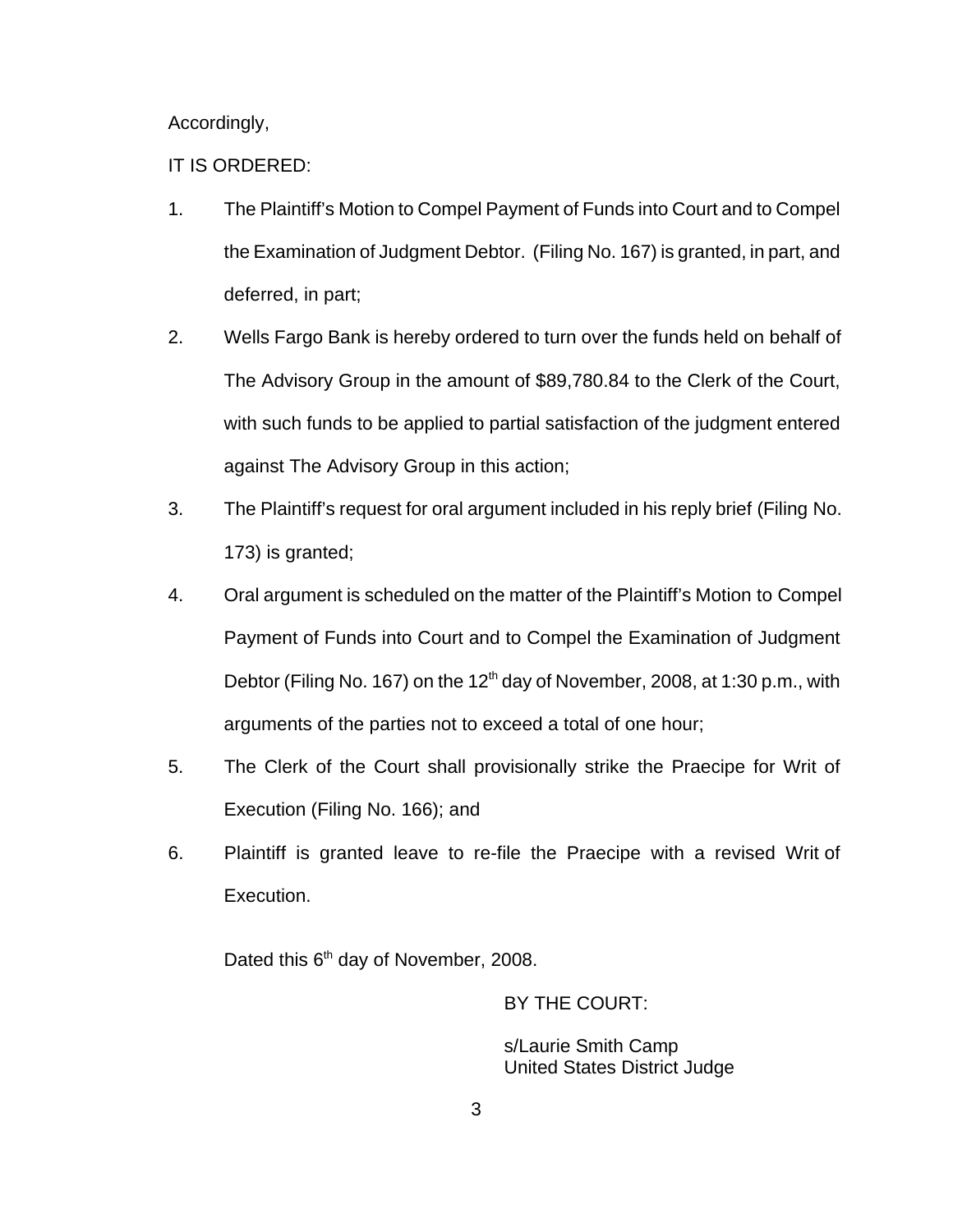Accordingly,

IT IS ORDERED:

1. The Plaintiff's Motion to Compel Payment of Funds into Court and to Compel the Examination of Judgment Debtor. (Filing No. 167) is granted, in part, and deferred, in part;
2. Wells Fargo Bank is hereby ordered to turn over the funds held on behalf of The Advisory Group in the amount of $89,780.84 to the Clerk of the Court, with such funds to be applied to partial satisfaction of the judgment entered against The Advisory Group in this action;
3. The Plaintiff's request for oral argument included in his reply brief (Filing No. 173) is granted;
4. Oral argument is scheduled on the matter of the Plaintiff's Motion to Compel Payment of Funds into Court and to Compel the Examination of Judgment Debtor (Filing No. 167) on the 12th day of November, 2008, at 1:30 p.m., with arguments of the parties not to exceed a total of one hour;
5. The Clerk of the Court shall provisionally strike the Praecipe for Writ of Execution (Filing No. 166); and
6. Plaintiff is granted leave to re-file the Praecipe with a revised Writ of Execution.

Dated this 6th day of November, 2008.

BY THE COURT:

s/Laurie Smith Camp
United States District Judge